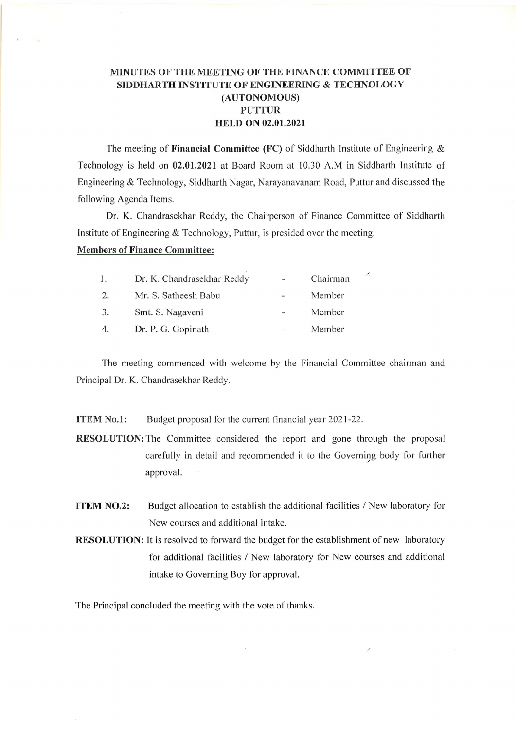# MINUTES OF THE MEETING OF THE FINANCE COMMITTEE OF SIDDHARTH INSTITUTE OF ENGINEERING & TECHNOLOGY (AUTONOMOUS) PUTTUR HELD ON 02.01.2021

The meeting of **Financial Committee (FC)** of Siddharth Institute of Engineering & Technology is held on **02.01.2021** at Board Room at 10.30 A.M in Siddharth Institute of Engineering & Technology, Siddharth Nagar, Narayanavanam Road, Puttur and discussed the following Agenda Items.

Dr. K. Chandrasekhar Reddy, the Chairperson of Finance Committee of Siddharth Institute of Engineering & Technology, Puttur, is presided over the meeting.

**Members of Finance Committee:**

| | | | |
|---|---|---|---|
| 1. | Dr. K. Chandrasekhar Reddy | - | Chairman |
| 2. | Mr. S. Satheesh Babu | - | Member |
| 3. | Smt. S. Nagaveni | - | Member |
| 4. | Dr. P. G. Gopinath | - | Member |

The meeting commenced with welcome by the Financial Committee chairman and Principal Dr. K. Chandrasekhar Reddy.

**ITEM No.1:** Budget proposal for the current financial year 2021-22.

**RESOLUTION:** The Committee considered the report and gone through the proposal carefully in detail and recommended it to the Governing body for further approval.

**ITEM NO.2:** Budget allocation to establish the additional facilities / New laboratory for New courses and additional intake.

**RESOLUTION:** It is resolved to forward the budget for the establishment of new laboratory for additional facilities / New laboratory for New courses and additional intake to Governing Boy for approval.

The Principal concluded the meeting with the vote of thanks.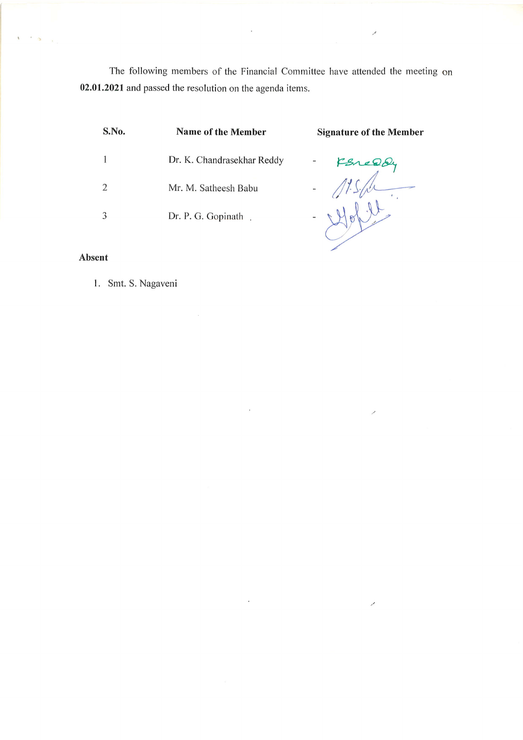The following members of the Financial Committee have attended the meeting on **02.01.2021** and passed the resolution on the agenda items.

| S.No. | Name of the Member | | Signature of the Member |
|---|---|---|---|
| 1 | Dr. K. Chandrasekhar Reddy | - | |
| 2 | Mr. M. Satheesh Babu | - | |
| 3 | Dr. P. G. Gopinath | - | |

**Absent**

1. Smt. S. Nagaveni